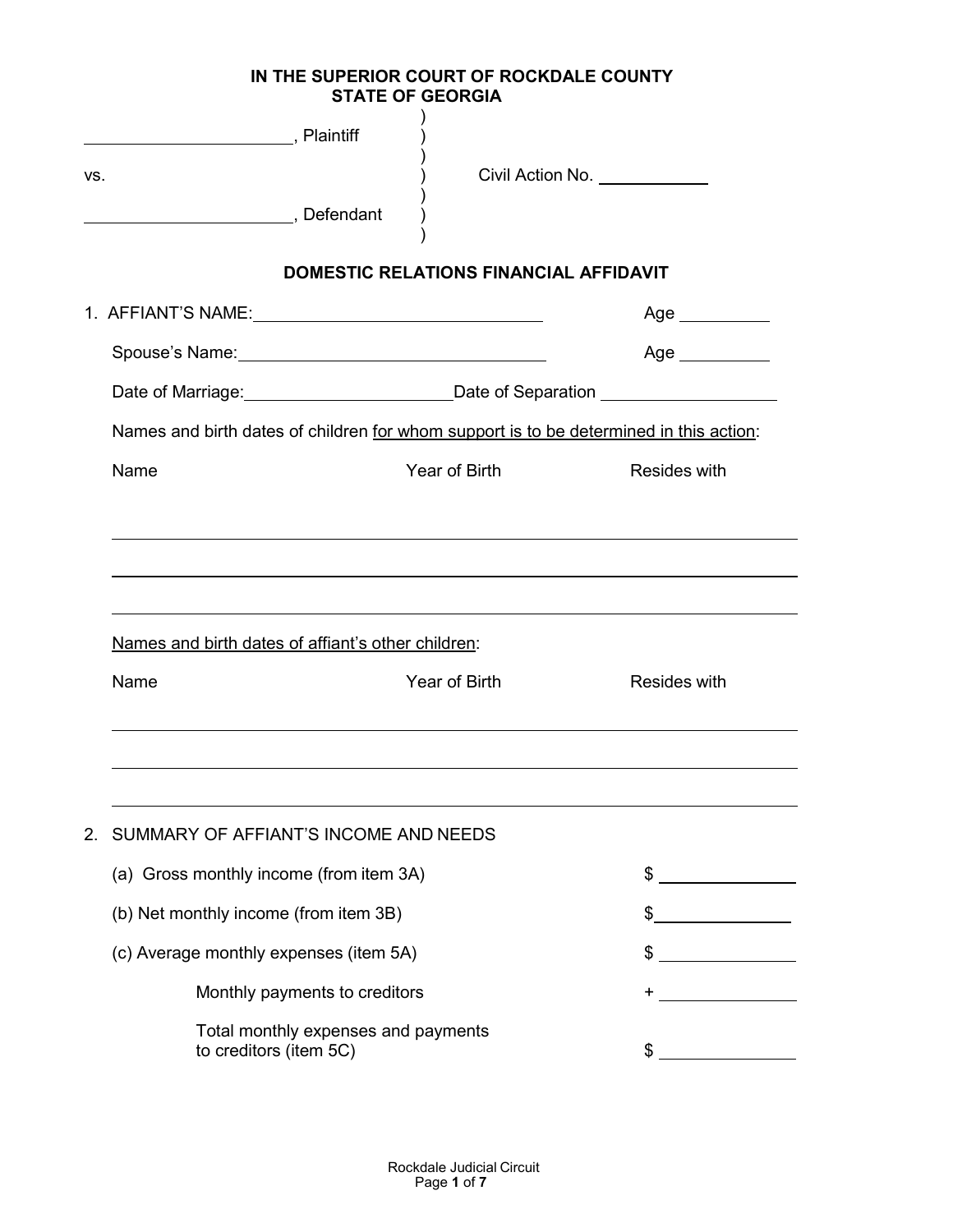**IN THE SUPERIOR COURT OF ROCKDALE COUNTY**
**STATE OF GEORGIA**

______________________, Plaintiff )
)
vs. ) Civil Action No. ___________
)
______________________, Defendant )

## DOMESTIC RELATIONS FINANCIAL AFFIDAVIT

1. AFFIANT'S NAME: ______________________________ Age __________

   Spouse's Name: ______________________________ Age __________

   Date of Marriage: ______________________ Date of Separation ______________________

   Names and birth dates of children <u>for whom support is to be determined in this action</u>:

| Name | Year of Birth | Resides with |
|---|---|---|
| | | |
| | | |
| | | |

   <u>Names and birth dates of affiant's other children</u>:

| Name | Year of Birth | Resides with |
|---|---|---|
| | | |
| | | |
| | | |

2. SUMMARY OF AFFIANT'S INCOME AND NEEDS

   (a) Gross monthly income (from item 3A) $ ______________

   (b) Net monthly income (from item 3B) $ ______________

   (c) Average monthly expenses (item 5A) $ ______________

   Monthly payments to creditors + ______________

   Total monthly expenses and payments to creditors (item 5C) $ ______________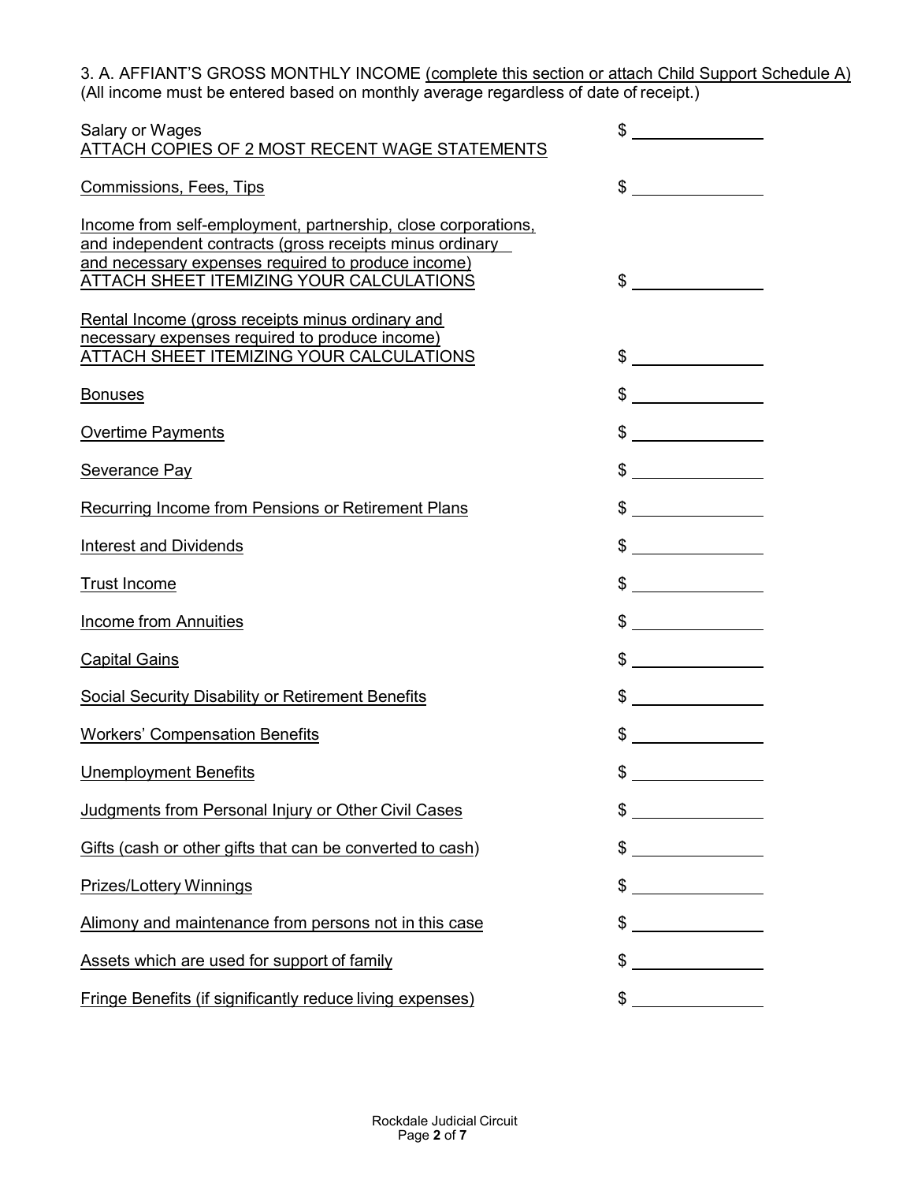3. A. AFFIANT'S GROSS MONTHLY INCOME (complete this section or attach Child Support Schedule A)
(All income must be entered based on monthly average regardless of date of receipt.)

| | |
|---|---|
| Salary or Wages<br>ATTACH COPIES OF 2 MOST RECENT WAGE STATEMENTS | $ ______________ |
| Commissions, Fees, Tips | $ ______________ |
| Income from self-employment, partnership, close corporations, and independent contracts (gross receipts minus ordinary and necessary expenses required to produce income)<br>ATTACH SHEET ITEMIZING YOUR CALCULATIONS | $ ______________ |
| Rental Income (gross receipts minus ordinary and necessary expenses required to produce income)<br>ATTACH SHEET ITEMIZING YOUR CALCULATIONS | $ ______________ |
| Bonuses | $ ______________ |
| Overtime Payments | $ ______________ |
| Severance Pay | $ ______________ |
| Recurring Income from Pensions or Retirement Plans | $ ______________ |
| Interest and Dividends | $ ______________ |
| Trust Income | $ ______________ |
| Income from Annuities | $ ______________ |
| Capital Gains | $ ______________ |
| Social Security Disability or Retirement Benefits | $ ______________ |
| Workers' Compensation Benefits | $ ______________ |
| Unemployment Benefits | $ ______________ |
| Judgments from Personal Injury or Other Civil Cases | $ ______________ |
| Gifts (cash or other gifts that can be converted to cash) | $ ______________ |
| Prizes/Lottery Winnings | $ ______________ |
| Alimony and maintenance from persons not in this case | $ ______________ |
| Assets which are used for support of family | $ ______________ |
| Fringe Benefits (if significantly reduce living expenses) | $ ______________ |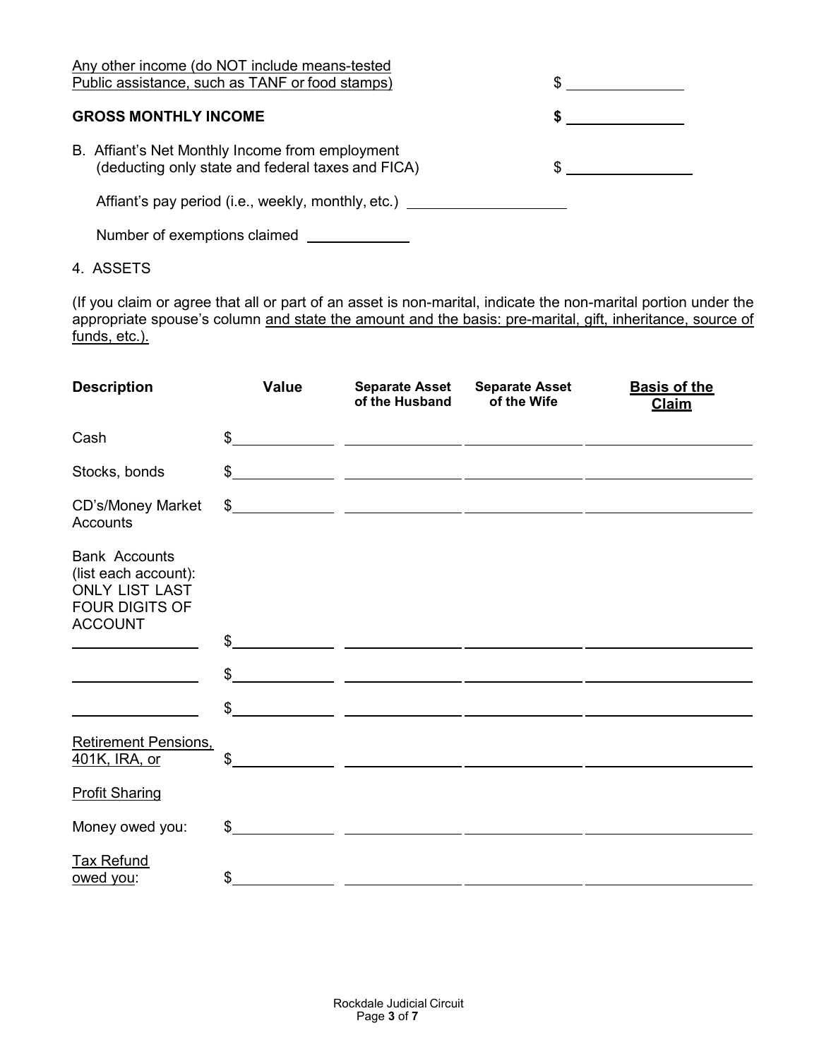Any other income (do NOT include means-tested Public assistance, such as TANF or food stamps) $ ____________

**GROSS MONTHLY INCOME** **$ ____________**

B. Affiant's Net Monthly Income from employment (deducting only state and federal taxes and FICA) $ ____________

Affiant's pay period (i.e., weekly, monthly, etc.) ____________

Number of exemptions claimed ____________

4. ASSETS

(If you claim or agree that all or part of an asset is non-marital, indicate the non-marital portion under the appropriate spouse's column and state the amount and the basis: pre-marital, gift, inheritance, source of funds, etc.).

| Description | Value | Separate Asset of the Husband | Separate Asset of the Wife | Basis of the Claim |
|---|---|---|---|---|
| Cash | $ | | | |
| Stocks, bonds | $ | | | |
| CD's/Money Market Accounts | $ | | | |
| Bank Accounts (list each account): ONLY LIST LAST FOUR DIGITS OF ACCOUNT | | | | |
| ____________ | $ | | | |
| ____________ | $ | | | |
| ____________ | $ | | | |
| Retirement Pensions, 401K, IRA, or | $ | | | |
| Profit Sharing | | | | |
| Money owed you: | $ | | | |
| Tax Refund owed you: | $ | | | |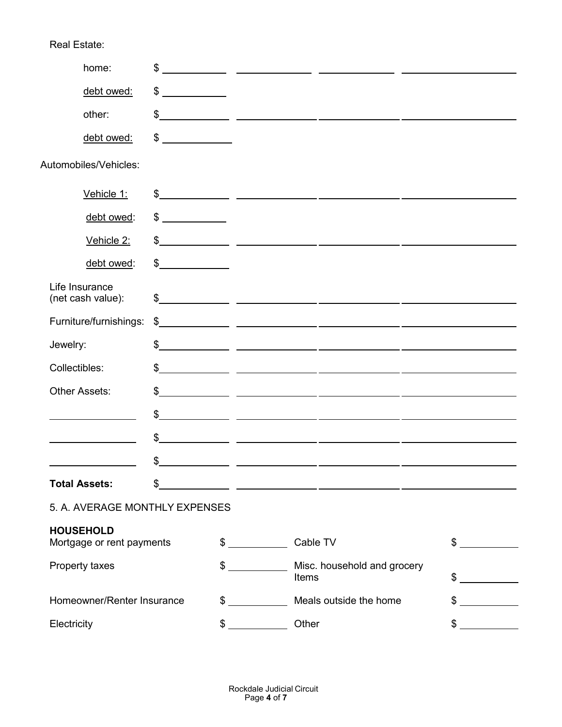Real Estate:

| | | | | |
|---|---|---|---|---|
| home: | $ | | | |
| debt owed: | $ | | | |
| other: | $ | | | |
| debt owed: | $ | | | |

Automobiles/Vehicles:

| | | | | |
|---|---|---|---|---|
| Vehicle 1: | $ | | | |
| debt owed: | $ | | | |
| Vehicle 2: | $ | | | |
| debt owed: | $ | | | |
| Life Insurance (net cash value): | $ | | | |
| Furniture/furnishings: | $ | | | |
| Jewelry: | $ | | | |
| Collectibles: | $ | | | |
| Other Assets: | $ | | | |
| | $ | | | |
| | $ | | | |
| | $ | | | |
| **Total Assets:** | $ | | | |

5. A. AVERAGE MONTHLY EXPENSES

**HOUSEHOLD**

| | | | |
|---|---|---|---|
| Mortgage or rent payments | $ | Cable TV | $ |
| Property taxes | $ | Misc. household and grocery Items | $ |
| Homeowner/Renter Insurance | $ | Meals outside the home | $ |
| Electricity | $ | Other | $ |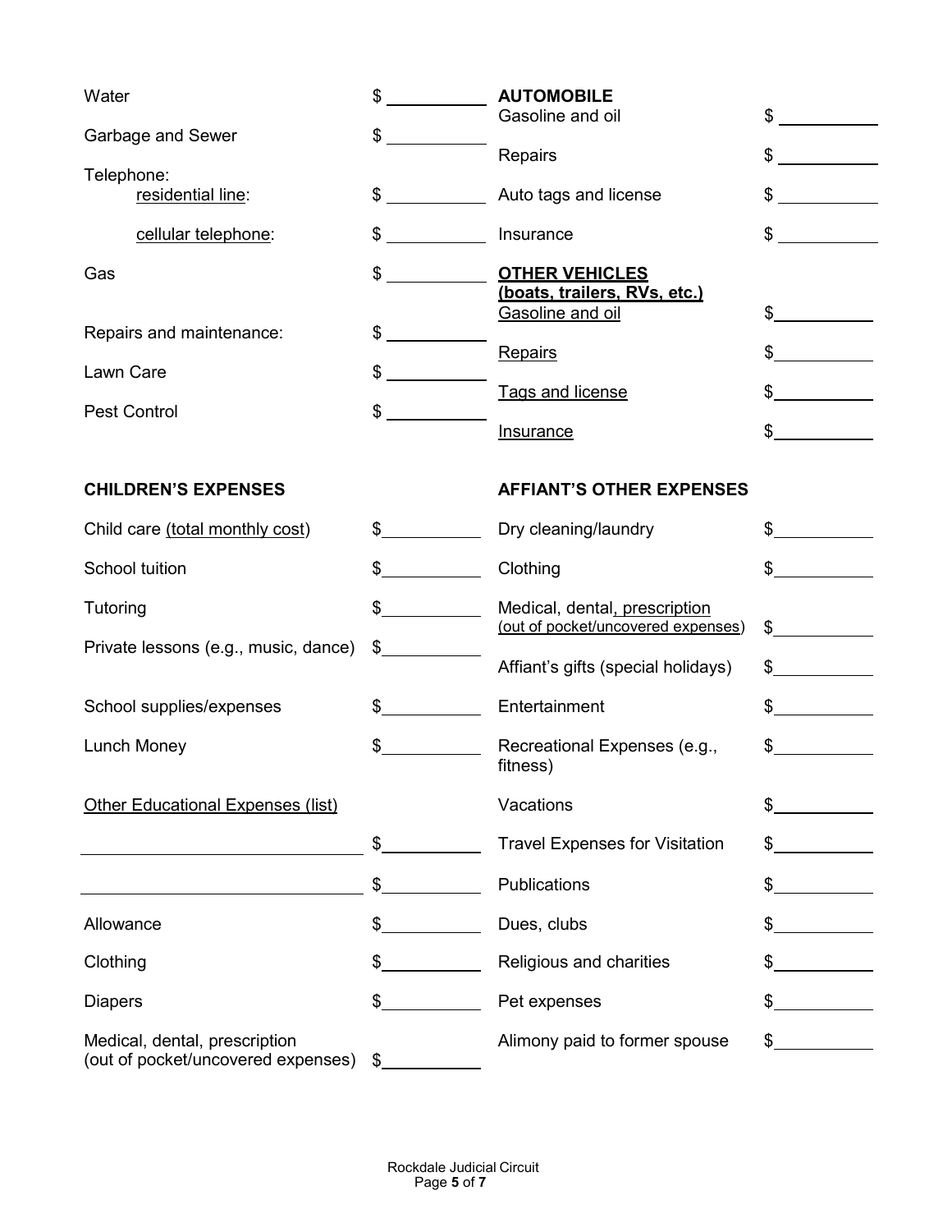| | |
|---|---|
| Water | $ ________ |
| Garbage and Sewer | $ ________ |
| Telephone: | |
| residential line: | $ ________ |
| cellular telephone: | $ ________ |
| Gas | $ ________ |
| Repairs and maintenance: | $ ________ |
| Lawn Care | $ ________ |
| Pest Control | $ ________ |

**AUTOMOBILE**

| | |
|---|---|
| Gasoline and oil | $ ________ |
| Repairs | $ ________ |
| Auto tags and license | $ ________ |
| Insurance | $ ________ |

**OTHER VEHICLES (boats, trailers, RVs, etc.)**

| | |
|---|---|
| Gasoline and oil | $ ________ |
| Repairs | $ ________ |
| Tags and license | $ ________ |
| Insurance | $ ________ |

**CHILDREN'S EXPENSES**

| | |
|---|---|
| Child care (total monthly cost) | $ ________ |
| School tuition | $ ________ |
| Tutoring | $ ________ |
| Private lessons (e.g., music, dance) | $ ________ |
| School supplies/expenses | $ ________ |
| Lunch Money | $ ________ |
| Other Educational Expenses (list) | |
| ________________________ | $ ________ |
| ________________________ | $ ________ |
| Allowance | $ ________ |
| Clothing | $ ________ |
| Diapers | $ ________ |
| Medical, dental, prescription (out of pocket/uncovered expenses) | $ ________ |

**AFFIANT'S OTHER EXPENSES**

| | |
|---|---|
| Dry cleaning/laundry | $ ________ |
| Clothing | $ ________ |
| Medical, dental, prescription (out of pocket/uncovered expenses) | $ ________ |
| Affiant's gifts (special holidays) | $ ________ |
| Entertainment | $ ________ |
| Recreational Expenses (e.g., fitness) | $ ________ |
| Vacations | $ ________ |
| Travel Expenses for Visitation | $ ________ |
| Publications | $ ________ |
| Dues, clubs | $ ________ |
| Religious and charities | $ ________ |
| Pet expenses | $ ________ |
| Alimony paid to former spouse | $ ________ |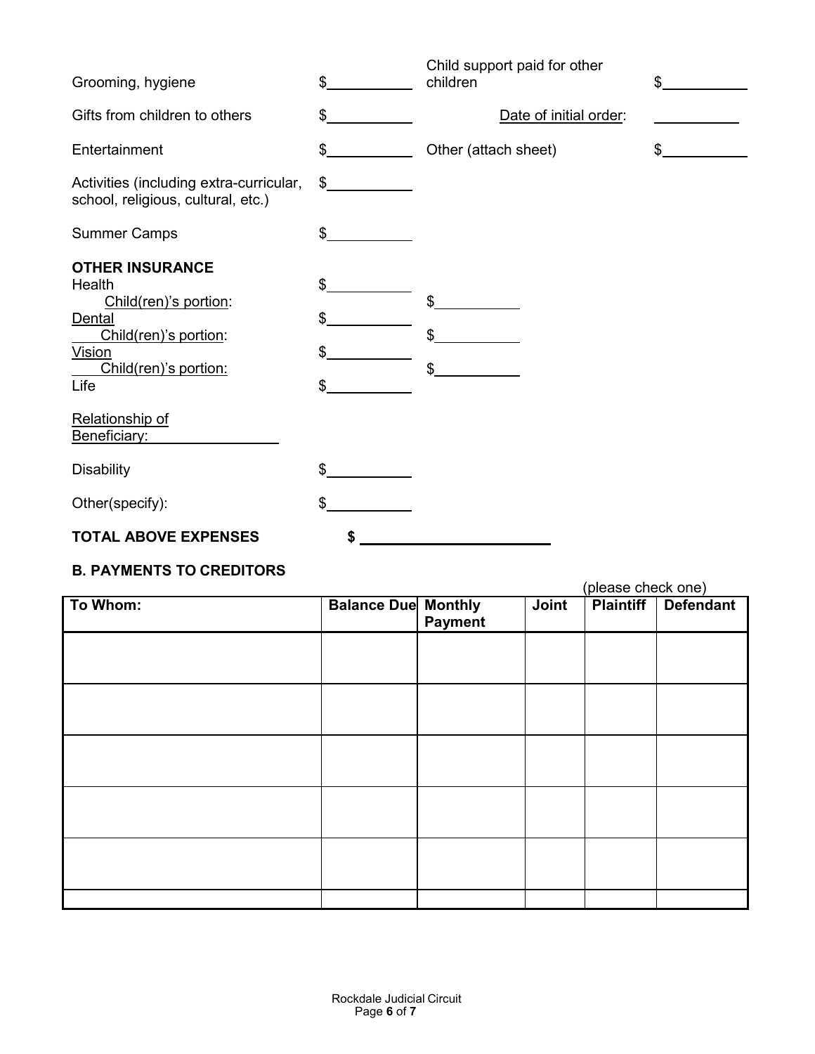Grooming, hygiene $__________

Gifts from children to others $__________

Entertainment $__________

Activities (including extra-curricular, school, religious, cultural, etc.) $__________

Summer Camps $__________

Child support paid for other children $__________

Date of initial order: __________

Other (attach sheet) $__________

**OTHER INSURANCE**

Health $__________
Child(ren)'s portion: $__________

Dental $__________
Child(ren)'s portion: $__________

Vision $__________
Child(ren)'s portion: $__________

Life $__________

Relationship of Beneficiary: ________________

Disability $__________

Other(specify): $__________

**TOTAL ABOVE EXPENSES** **$** ____________________

**B. PAYMENTS TO CREDITORS**

(please check one)

| To Whom: | Balance Due | Monthly Payment | Joint | Plaintiff | Defendant |
|---|---|---|---|---|---|
| | | | | | |
| | | | | | |
| | | | | | |
| | | | | | |
| | | | | | |
| | | | | | |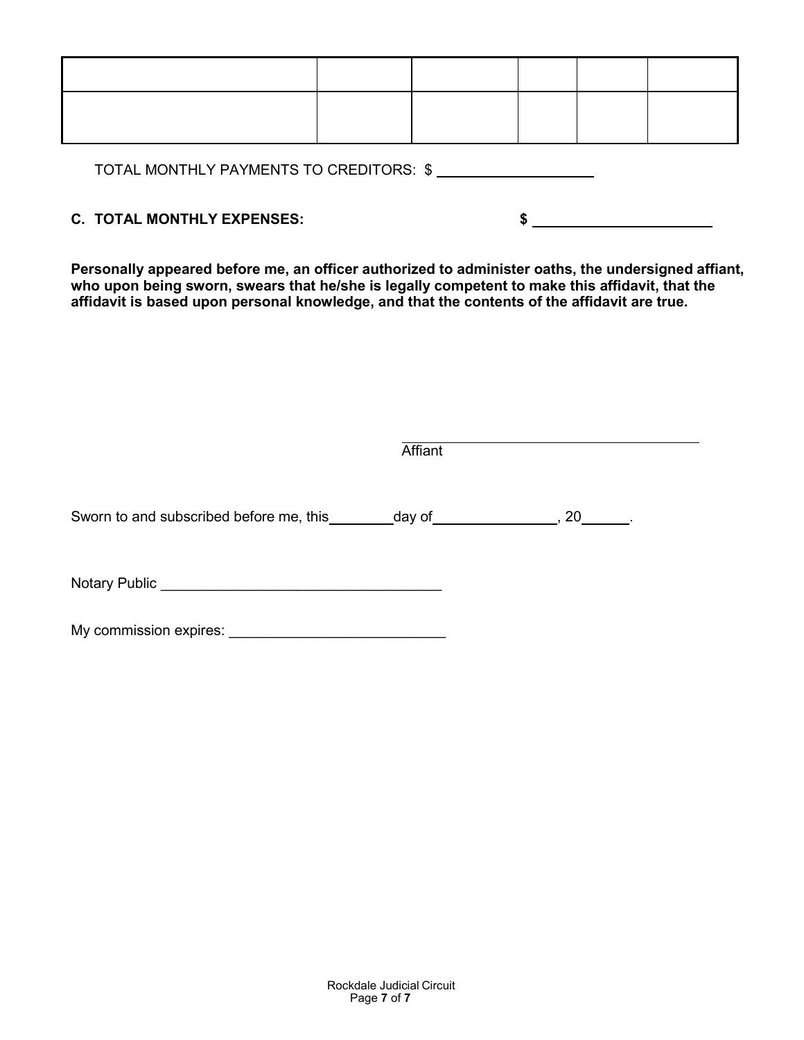| | | | | | |
|---|---|---|---|---|---|
| | | | | | |
| | | | | | |

TOTAL MONTHLY PAYMENTS TO CREDITORS: $ ___________________

**C. TOTAL MONTHLY EXPENSES:** **$** ______________________

**Personally appeared before me, an officer authorized to administer oaths, the undersigned affiant, who upon being sworn, swears that he/she is legally competent to make this affidavit, that the affidavit is based upon personal knowledge, and that the contents of the affidavit are true.**

_______________________________________
Affiant

Sworn to and subscribed before me, this________day of_______________, 20______.

Notary Public ___________________________________

My commission expires: __________________________

Rockdale Judicial Circuit